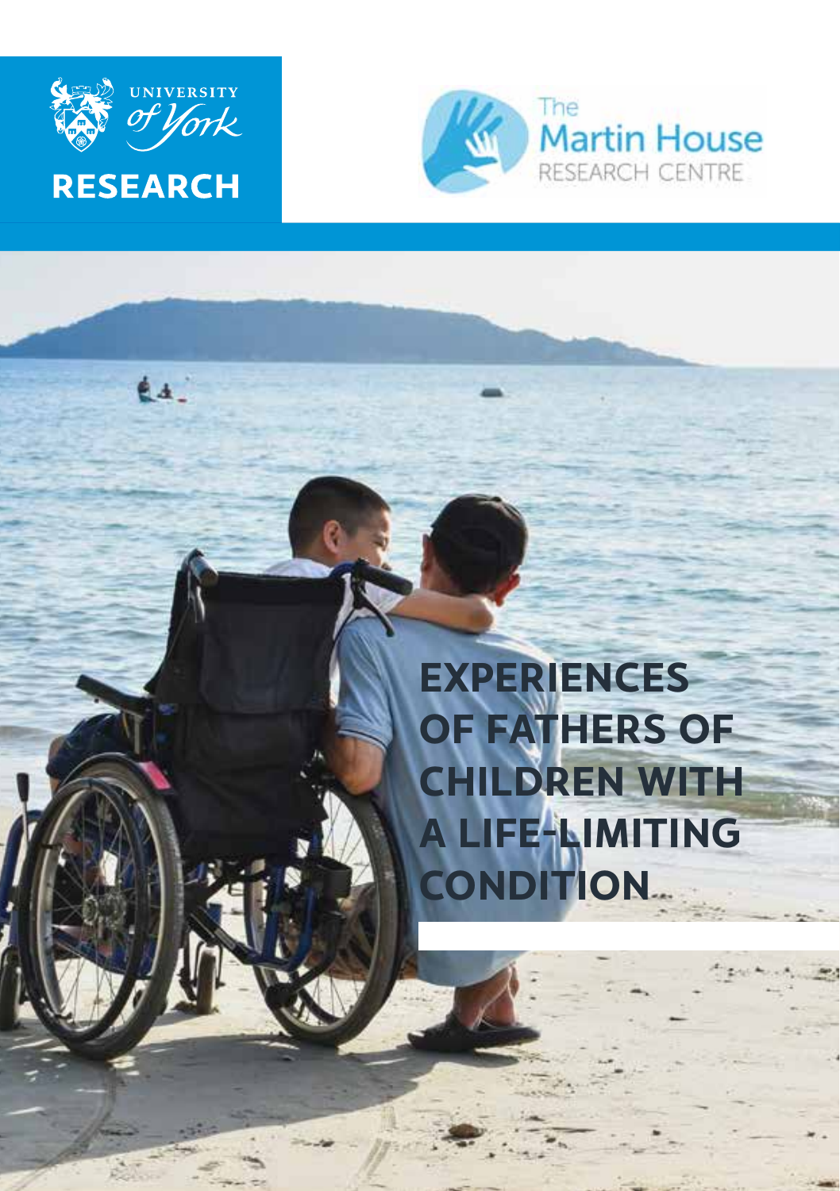UNIVERSITY of York

RESEARCH

The Martin House RESEARCH CENTRE

# EXPERIENCES OF FATHERS OF CHILDREN WITH A LIFE-LIMITING CONDITION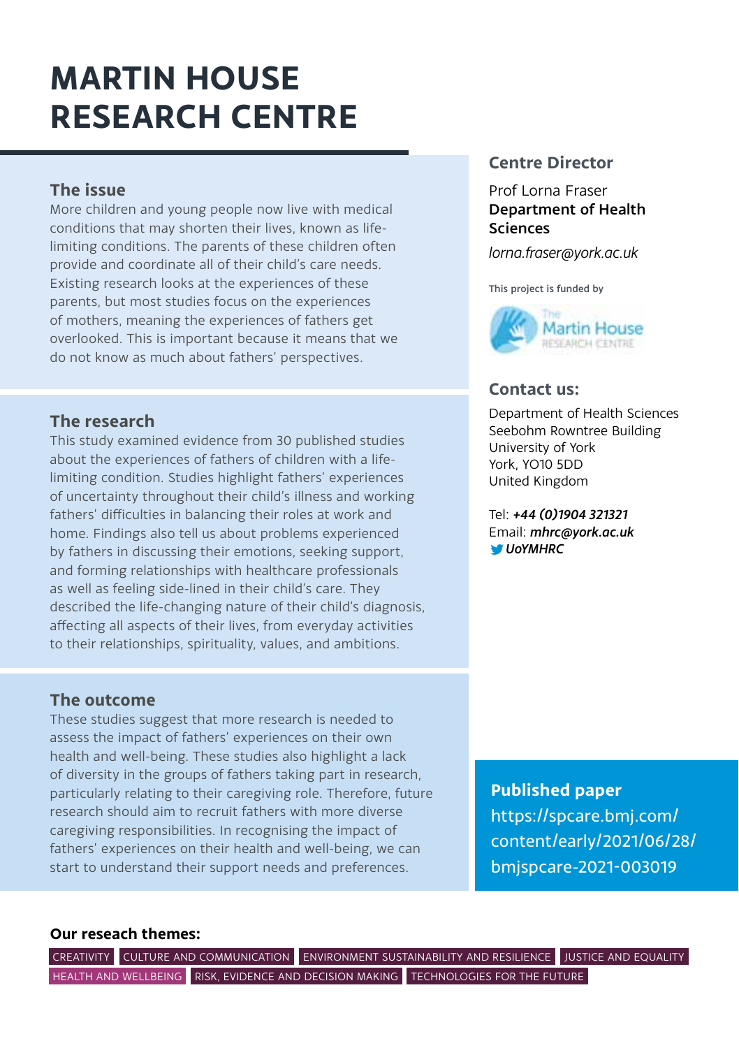# MARTIN HOUSE RESEARCH CENTRE

## The issue

More children and young people now live with medical conditions that may shorten their lives, known as life-limiting conditions. The parents of these children often provide and coordinate all of their child's care needs. Existing research looks at the experiences of these parents, but most studies focus on the experiences of mothers, meaning the experiences of fathers get overlooked. This is important because it means that we do not know as much about fathers' perspectives.

## The research

This study examined evidence from 30 published studies about the experiences of fathers of children with a life-limiting condition. Studies highlight fathers' experiences of uncertainty throughout their child's illness and working fathers' difficulties in balancing their roles at work and home. Findings also tell us about problems experienced by fathers in discussing their emotions, seeking support, and forming relationships with healthcare professionals as well as feeling side-lined in their child's care. They described the life-changing nature of their child's diagnosis, affecting all aspects of their lives, from everyday activities to their relationships, spirituality, values, and ambitions.

## The outcome

These studies suggest that more research is needed to assess the impact of fathers' experiences on their own health and well-being. These studies also highlight a lack of diversity in the groups of fathers taking part in research, particularly relating to their caregiving role. Therefore, future research should aim to recruit fathers with more diverse caregiving responsibilities. In recognising the impact of fathers' experiences on their health and well-being, we can start to understand their support needs and preferences.

## Centre Director

Prof Lorna Fraser
**Department of Health Sciences**

*lorna.fraser@york.ac.uk*

This project is funded by

The Martin House Research Centre

## Contact us:

Department of Health Sciences
Seebohm Rowntree Building
University of York
York, YO10 5DD
United Kingdom

Tel: ***+44 (0)1904 321321***
Email: ***mhrc@york.ac.uk***
***UoYMHRC***

## Published paper

https://spcare.bmj.com/content/early/2021/06/28/bmjspcare-2021-003019

**Our reseach themes:**

CREATIVITY | CULTURE AND COMMUNICATION | ENVIRONMENT SUSTAINABILITY AND RESILIENCE | JUSTICE AND EQUALITY | HEALTH AND WELLBEING | RISK, EVIDENCE AND DECISION MAKING | TECHNOLOGIES FOR THE FUTURE